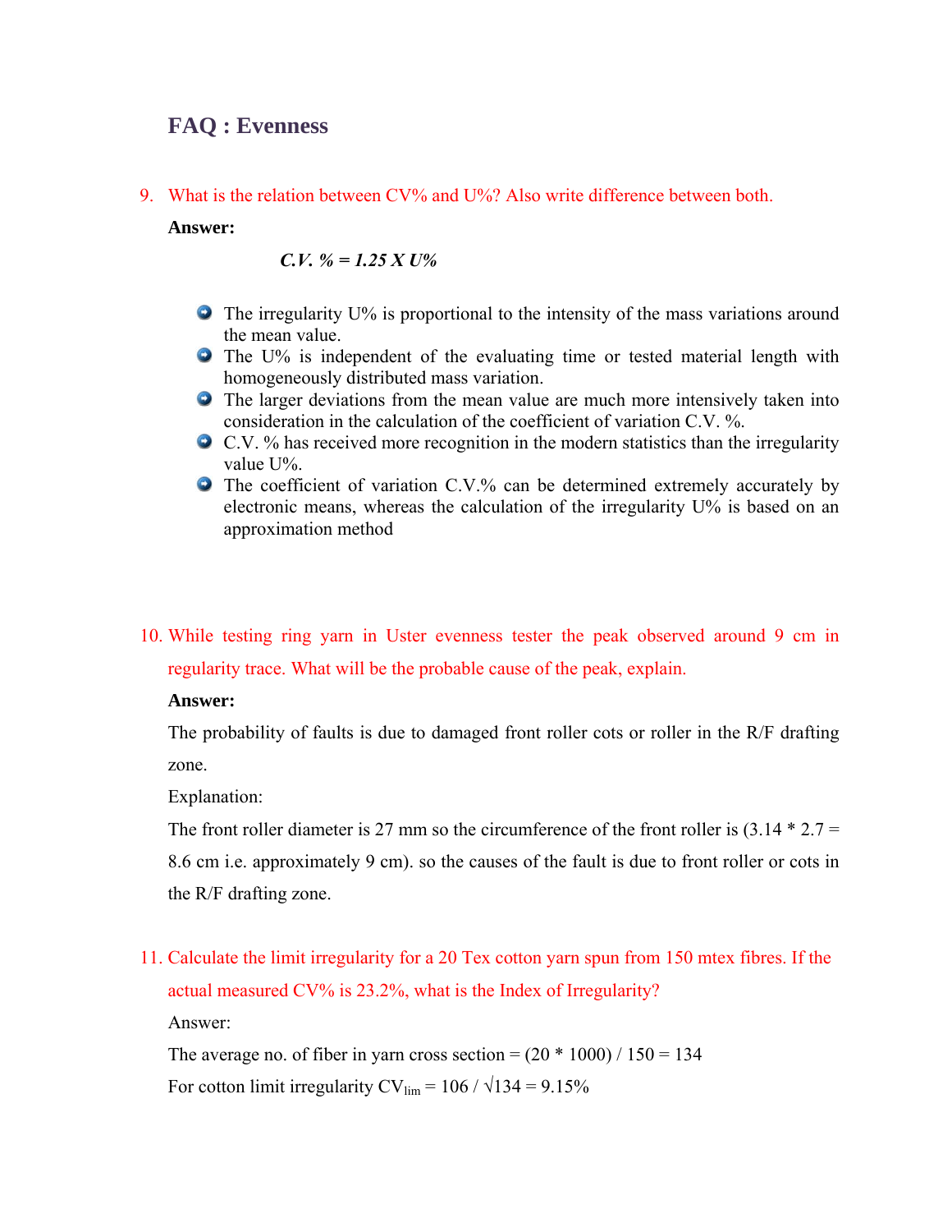# FAQ : Evenness

9. What is the relation between CV% and U%? Also write difference between both.

**Answer:**

$$C.V.\ \% = 1.25 \times U\%$$

- The irregularity U% is proportional to the intensity of the mass variations around the mean value.
- The U% is independent of the evaluating time or tested material length with homogeneously distributed mass variation.
- The larger deviations from the mean value are much more intensively taken into consideration in the calculation of the coefficient of variation C.V. %.
- C.V. % has received more recognition in the modern statistics than the irregularity value U%.
- The coefficient of variation C.V.% can be determined extremely accurately by electronic means, whereas the calculation of the irregularity U% is based on an approximation method

10. While testing ring yarn in Uster evenness tester the peak observed around 9 cm in regularity trace. What will be the probable cause of the peak, explain.

**Answer:**

The probability of faults is due to damaged front roller cots or roller in the R/F drafting zone.

Explanation:

The front roller diameter is 27 mm so the circumference of the front roller is (3.14 * 2.7 = 8.6 cm i.e. approximately 9 cm). so the causes of the fault is due to front roller or cots in the R/F drafting zone.

11. Calculate the limit irregularity for a 20 Tex cotton yarn spun from 150 mtex fibres. If the actual measured CV% is 23.2%, what is the Index of Irregularity?

Answer:

The average no. of fiber in yarn cross section = (20 * 1000) / 150 = 134

For cotton limit irregularity $CV_{lim} = 106 / \sqrt{134} = 9.15\%$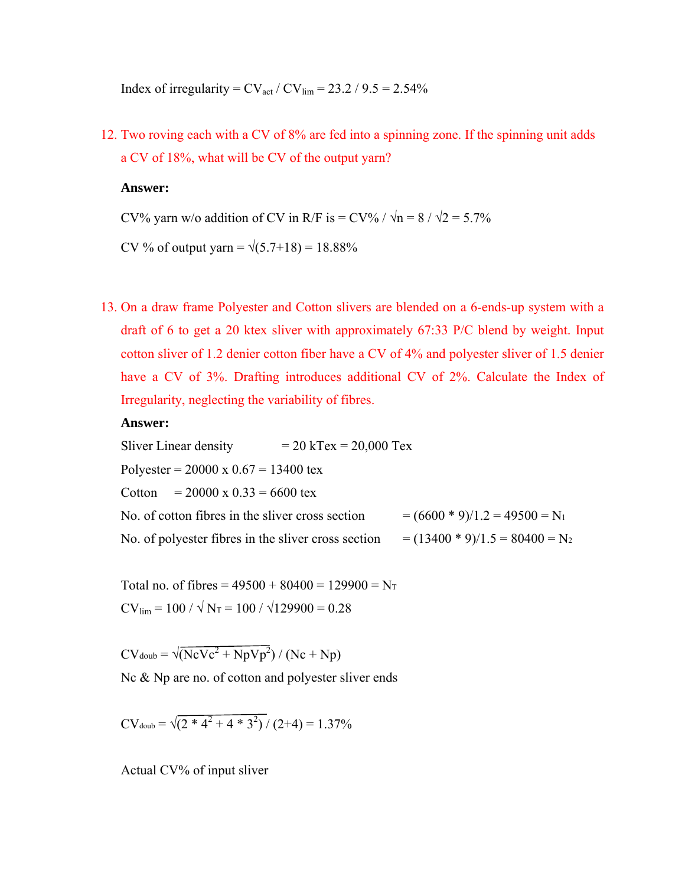Index of irregularity = $CV_{act}$ / $CV_{lim}$ = 23.2 / 9.5 = 2.54%

12. Two roving each with a CV of 8% are fed into a spinning zone. If the spinning unit adds a CV of 18%, what will be CV of the output yarn?

**Answer:**

CV% yarn w/o addition of CV in R/F is = CV% / $\sqrt{n}$ = 8 / $\sqrt{2}$ = 5.7%

CV % of output yarn = $\sqrt{(5.7+18)}$ = 18.88%

13. On a draw frame Polyester and Cotton slivers are blended on a 6-ends-up system with a draft of 6 to get a 20 ktex sliver with approximately 67:33 P/C blend by weight. Input cotton sliver of 1.2 denier cotton fiber have a CV of 4% and polyester sliver of 1.5 denier have a CV of 3%. Drafting introduces additional CV of 2%. Calculate the Index of Irregularity, neglecting the variability of fibres.

**Answer:**

Sliver Linear density = 20 kTex = 20,000 Tex

Polyester = 20000 x 0.67 = 13400 tex

Cotton = 20000 x 0.33 = 6600 tex

No. of cotton fibres in the sliver cross section = (6600 * 9)/1.2 = 49500 = $N_1$

No. of polyester fibres in the sliver cross section = (13400 * 9)/1.5 = 80400 = $N_2$

Total no. of fibres = 49500 + 80400 = 129900 = $N_T$

$CV_{lim}$ = 100 / $\sqrt{N_T}$ = 100 / $\sqrt{129900}$ = 0.28

$CV_{doub} = \sqrt{(NcVc^2 + NpVp^2)} / (Nc + Np)$

Nc & Np are no. of cotton and polyester sliver ends

$CV_{doub} = \sqrt{(2 * 4^2 + 4 * 3^2)} / (2+4)$ = 1.37%

Actual CV% of input sliver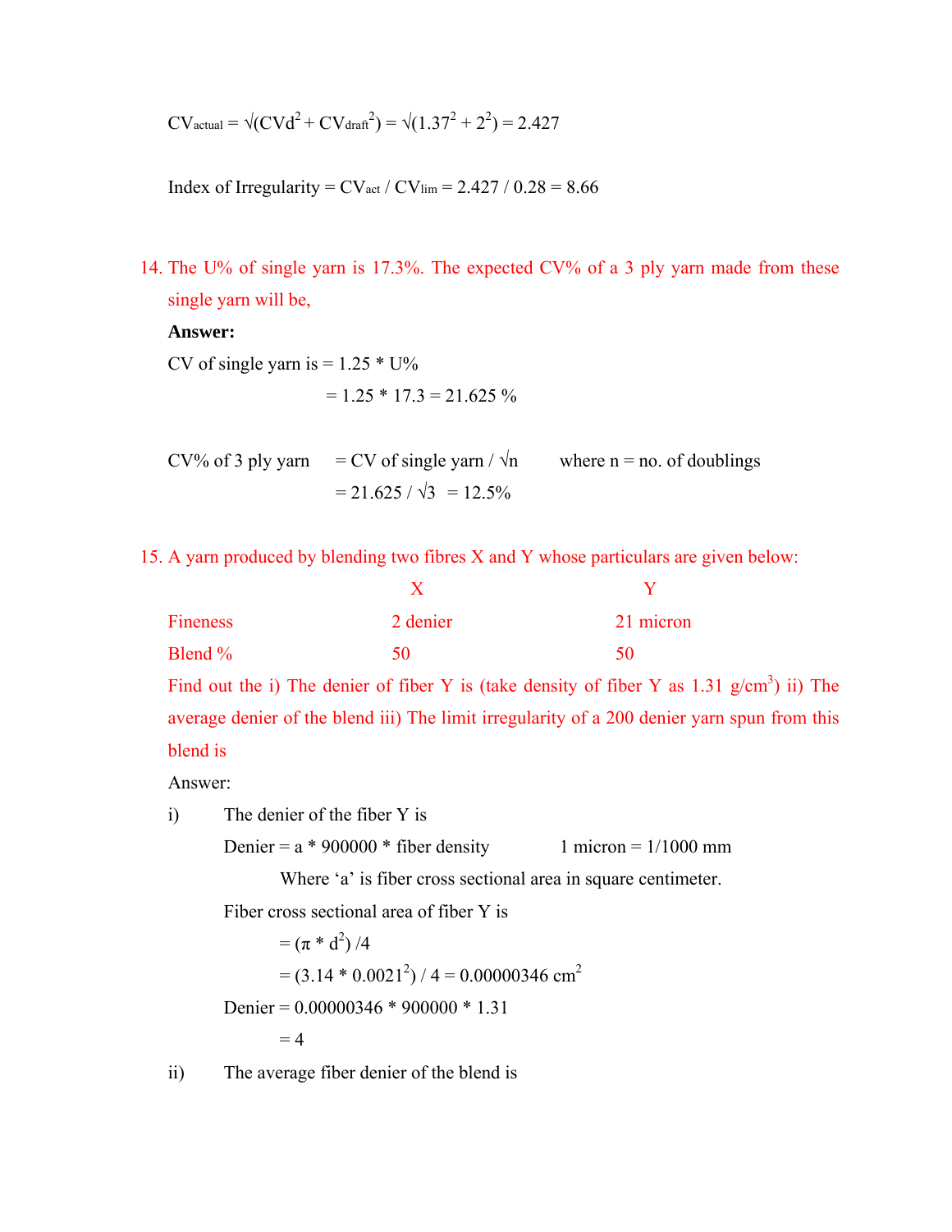$CV_{actual} = \sqrt{(CVd^2 + CV_{draft}^2)} = \sqrt{(1.37^2 + 2^2)} = 2.427$

Index of Irregularity = $CV_{act} / CV_{lim} = 2.427 / 0.28 = 8.66$

14. The U% of single yarn is 17.3%. The expected CV% of a 3 ply yarn made from these single yarn will be,

**Answer:**

CV of single yarn is = 1.25 * U%

= 1.25 * 17.3 = 21.625 %

CV% of 3 ply yarn = CV of single yarn / $\sqrt{n}$ where n = no. of doublings

= 21.625 / $\sqrt{3}$ = 12.5%

15. A yarn produced by blending two fibres X and Y whose particulars are given below:

| | X | Y |
|---|---|---|
| Fineness | 2 denier | 21 micron |
| Blend % | 50 | 50 |

Find out the i) The denier of fiber Y is (take density of fiber Y as 1.31 g/cm$^3$) ii) The average denier of the blend iii) The limit irregularity of a 200 denier yarn spun from this blend is

Answer:

i) The denier of the fiber Y is

Denier = a * 900000 * fiber density     1 micron = 1/1000 mm

Where 'a' is fiber cross sectional area in square centimeter.

Fiber cross sectional area of fiber Y is

$= (\pi * d^2) / 4$

$= (3.14 * 0.0021^2) / 4 = 0.00000346 \text{ cm}^2$

Denier = 0.00000346 * 900000 * 1.31

= 4

ii) The average fiber denier of the blend is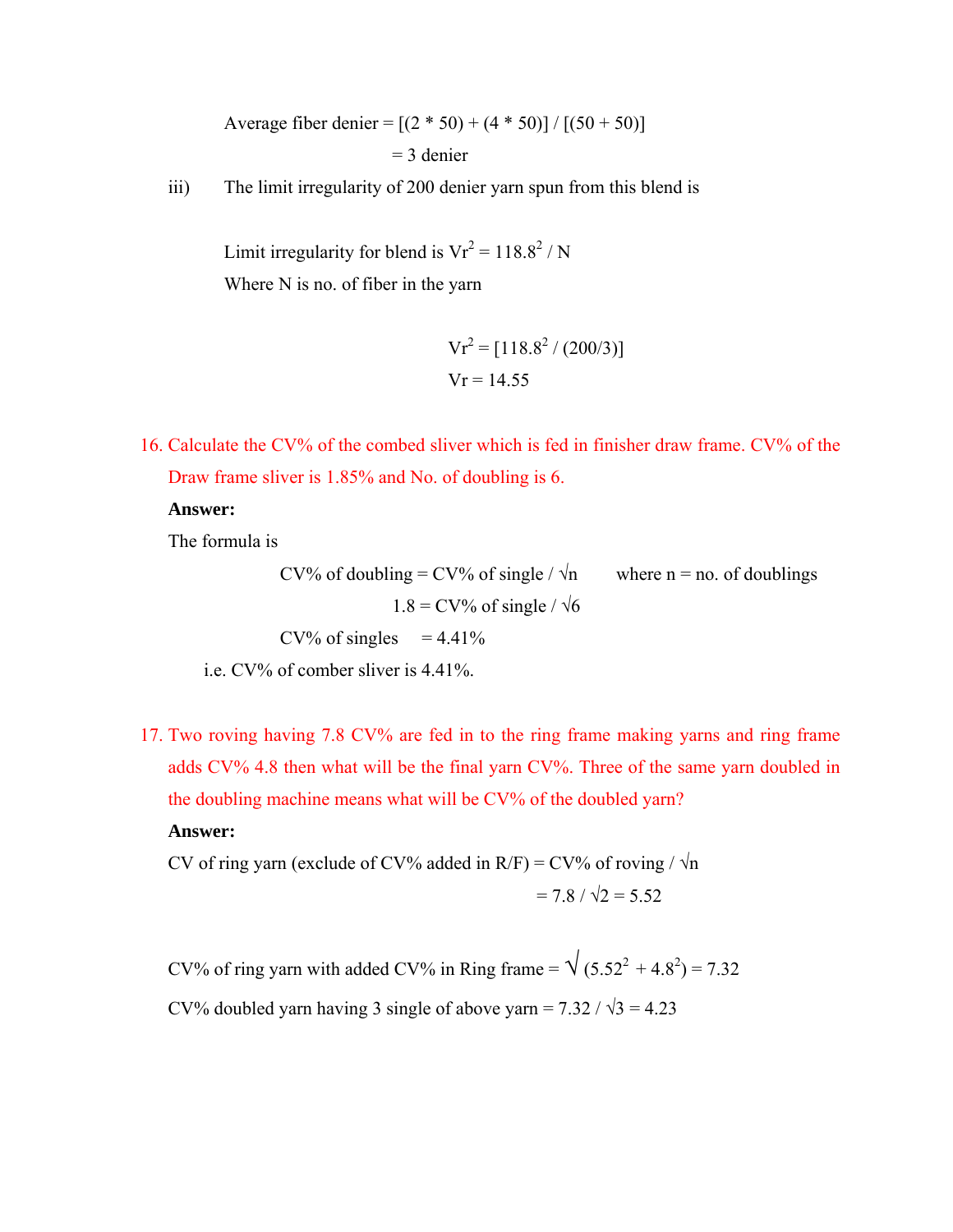Average fiber denier = [(2 * 50) + (4 * 50)] / [(50 + 50)]

= 3 denier

iii) The limit irregularity of 200 denier yarn spun from this blend is

Limit irregularity for blend is $Vr^2 = 118.8^2 / N$

Where N is no. of fiber in the yarn

$$Vr^2 = [118.8^2 / (200/3)]$$

$$Vr = 14.55$$

16. Calculate the CV% of the combed sliver which is fed in finisher draw frame. CV% of the Draw frame sliver is 1.85% and No. of doubling is 6.

**Answer:**

The formula is

CV% of doubling = CV% of single / $\sqrt{n}$ where n = no. of doublings

1.8 = CV% of single / $\sqrt{6}$

CV% of singles = 4.41%

i.e. CV% of comber sliver is 4.41%.

17. Two roving having 7.8 CV% are fed in to the ring frame making yarns and ring frame adds CV% 4.8 then what will be the final yarn CV%. Three of the same yarn doubled in the doubling machine means what will be CV% of the doubled yarn?

**Answer:**

CV of ring yarn (exclude of CV% added in R/F) = CV% of roving / $\sqrt{n}$

= 7.8 / $\sqrt{2}$ = 5.52

CV% of ring yarn with added CV% in Ring frame = $\sqrt{(5.52^2 + 4.8^2)}$ = 7.32

CV% doubled yarn having 3 single of above yarn = 7.32 / $\sqrt{3}$ = 4.23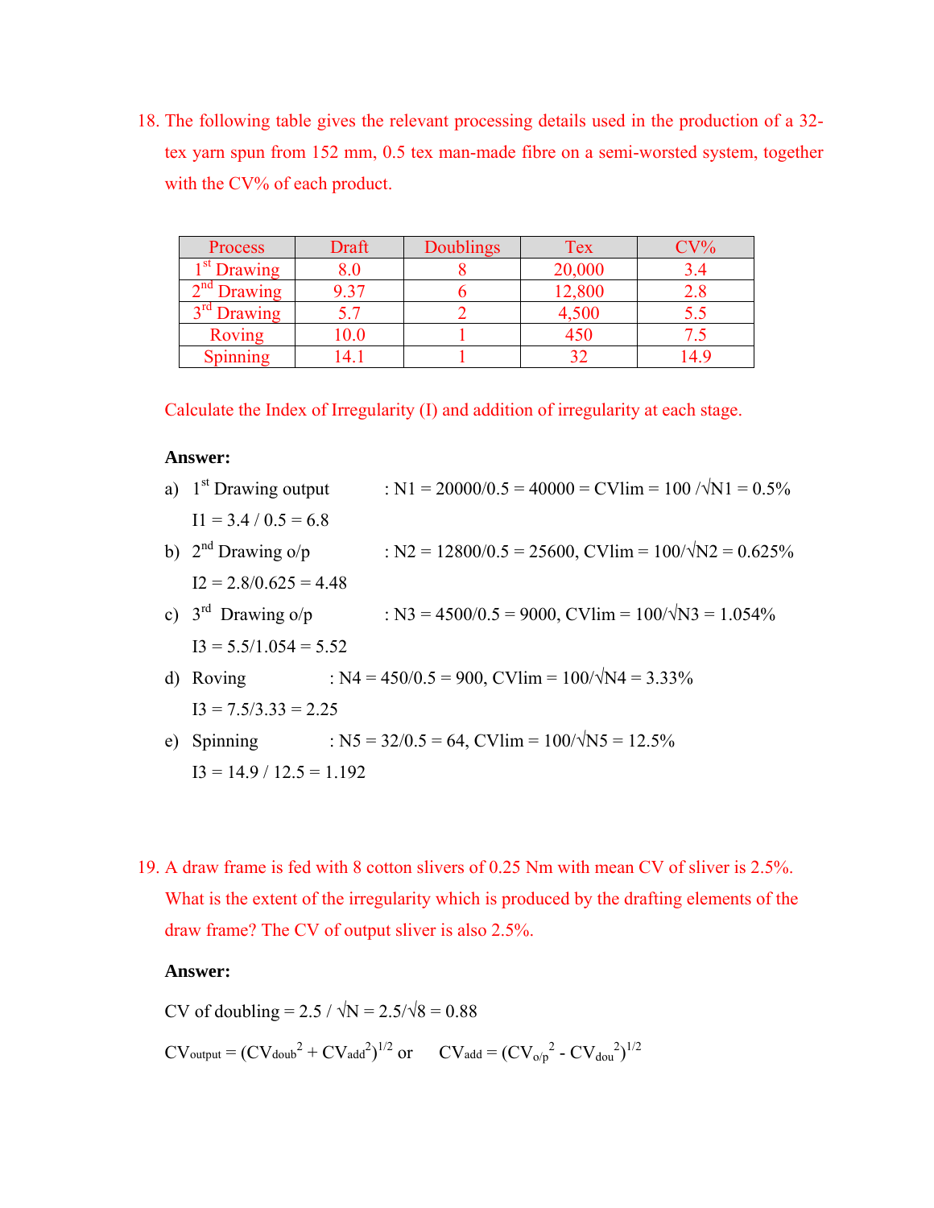18. The following table gives the relevant processing details used in the production of a 32-tex yarn spun from 152 mm, 0.5 tex man-made fibre on a semi-worsted system, together with the CV% of each product.

| Process | Draft | Doublings | Tex | CV% |
|---|---|---|---|---|
| 1st Drawing | 8.0 | 8 | 20,000 | 3.4 |
| 2nd Drawing | 9.37 | 6 | 12,800 | 2.8 |
| 3rd Drawing | 5.7 | 2 | 4,500 | 5.5 |
| Roving | 10.0 | 1 | 450 | 7.5 |
| Spinning | 14.1 | 1 | 32 | 14.9 |

Calculate the Index of Irregularity (I) and addition of irregularity at each stage.

**Answer:**

a) 1st Drawing output : $N1 = 20000/0.5 = 40000 = CVlim = 100/\sqrt{N1} = 0.5\%$

$I1 = 3.4 / 0.5 = 6.8$

b) 2nd Drawing o/p : $N2 = 12800/0.5 = 25600$, $CVlim = 100/\sqrt{N2} = 0.625\%$

$I2 = 2.8/0.625 = 4.48$

c) 3rd Drawing o/p : $N3 = 4500/0.5 = 9000$, $CVlim = 100/\sqrt{N3} = 1.054\%$

$I3 = 5.5/1.054 = 5.52$

d) Roving : $N4 = 450/0.5 = 900$, $CVlim = 100/\sqrt{N4} = 3.33\%$

$I3 = 7.5/3.33 = 2.25$

e) Spinning : $N5 = 32/0.5 = 64$, $CVlim = 100/\sqrt{N5} = 12.5\%$

$I3 = 14.9 / 12.5 = 1.192$

19. A draw frame is fed with 8 cotton slivers of 0.25 Nm with mean CV of sliver is 2.5%. What is the extent of the irregularity which is produced by the drafting elements of the draw frame? The CV of output sliver is also 2.5%.

**Answer:**

CV of doubling $= 2.5 / \sqrt{N} = 2.5/\sqrt{8} = 0.88$

$CV_{output} = (CV_{doub}^2 + CV_{add}^2)^{1/2}$ or $CV_{add} = (CV_{o/p}^2 - CV_{dou}^2)^{1/2}$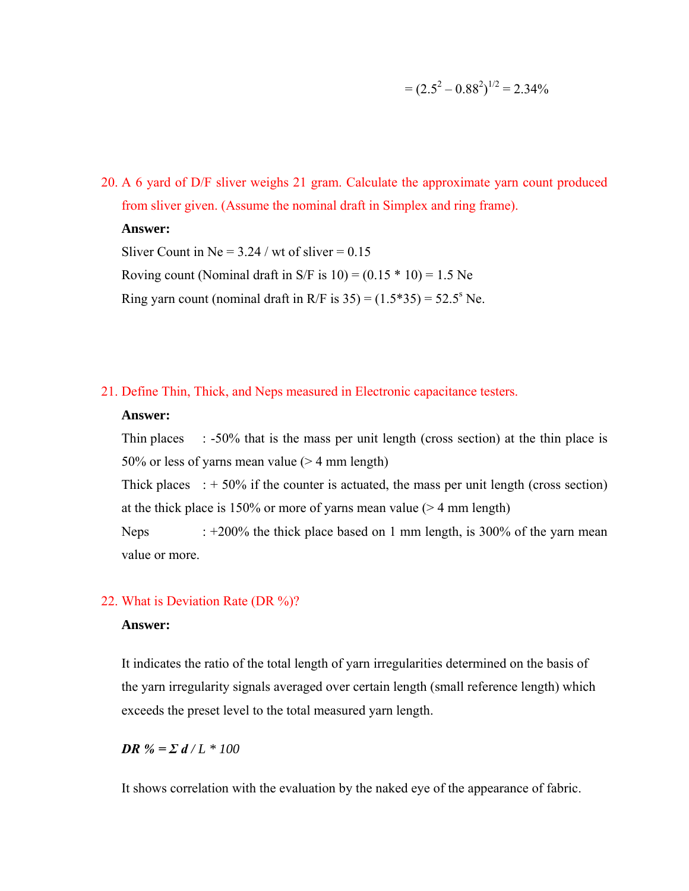$= (2.5^2 – 0.88^2)^{1/2} = 2.34\%$

20. A 6 yard of D/F sliver weighs 21 gram. Calculate the approximate yarn count produced from sliver given. (Assume the nominal draft in Simplex and ring frame).

    **Answer:**

    Sliver Count in Ne = 3.24 / wt of sliver = 0.15

    Roving count (Nominal draft in S/F is 10) = (0.15 * 10) = 1.5 Ne

    Ring yarn count (nominal draft in R/F is 35) = (1.5*35) = $52.5^s$ Ne.

21. Define Thin, Thick, and Neps measured in Electronic capacitance testers.

    **Answer:**

    Thin places : -50% that is the mass per unit length (cross section) at the thin place is 50% or less of yarns mean value (> 4 mm length)

    Thick places : + 50% if the counter is actuated, the mass per unit length (cross section) at the thick place is 150% or more of yarns mean value (> 4 mm length)

    Neps : +200% the thick place based on 1 mm length, is 300% of the yarn mean value or more.

22. What is Deviation Rate (DR %)?

    **Answer:**

    It indicates the ratio of the total length of yarn irregularities determined on the basis of the yarn irregularity signals averaged over certain length (small reference length) which exceeds the preset level to the total measured yarn length.

    ***DR % = Σ d** / L * 100*

    It shows correlation with the evaluation by the naked eye of the appearance of fabric.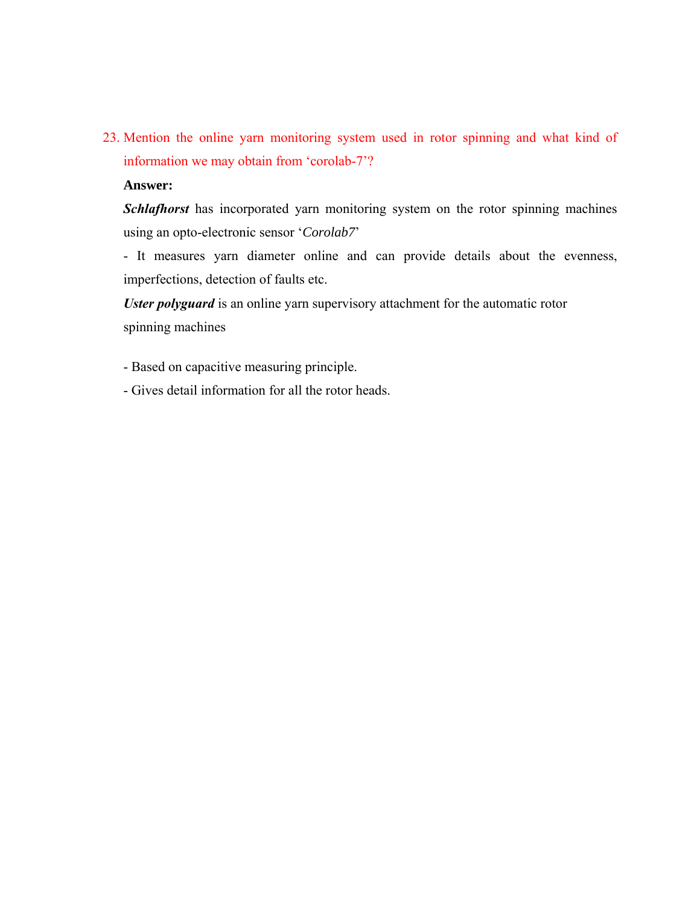23. Mention the online yarn monitoring system used in rotor spinning and what kind of information we may obtain from ‘corolab-7’?

**Answer:**

***Schlafhorst*** has incorporated yarn monitoring system on the rotor spinning machines using an opto-electronic sensor ‘*Corolab7*’

- It measures yarn diameter online and can provide details about the evenness, imperfections, detection of faults etc.

***Uster polyguard*** is an online yarn supervisory attachment for the automatic rotor spinning machines

- Based on capacitive measuring principle.
- Gives detail information for all the rotor heads.